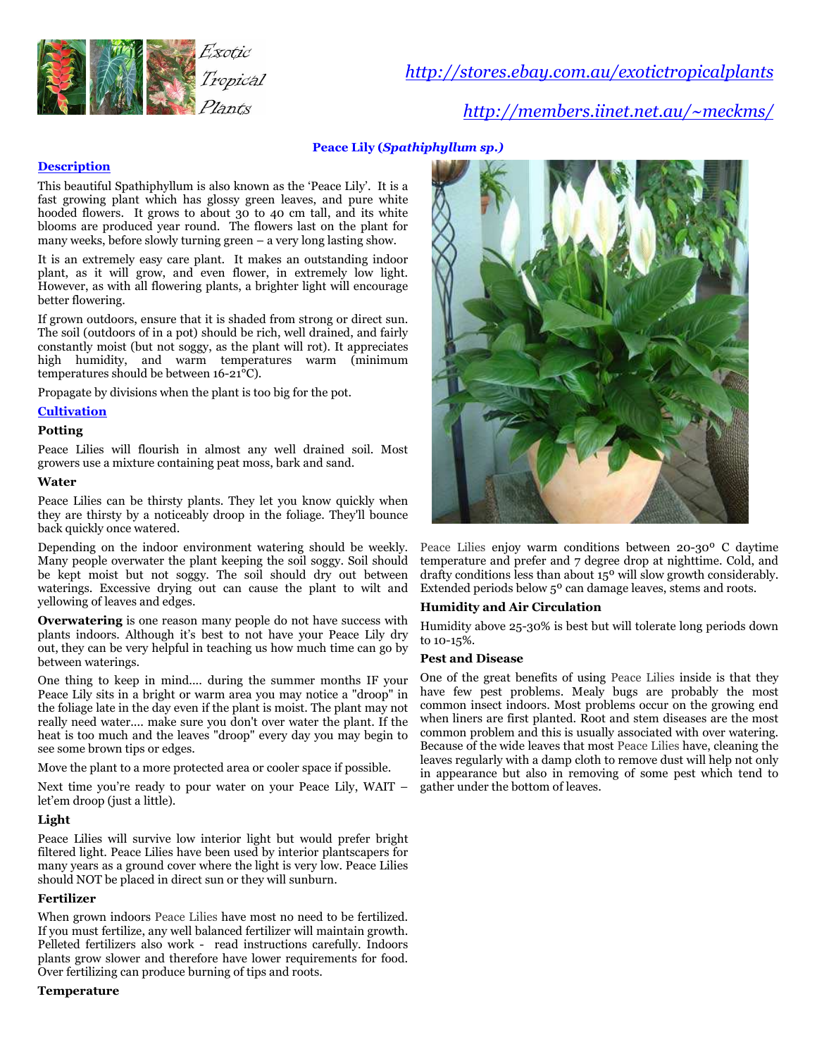Exotic Tropical Plants

http://stores.ebay.com.au/exotictropicalplants

http://members.iinet.net.au/~meckms/

# Peace Lily (*Spathiphyllum sp.)*

## Description

This beautiful Spathiphyllum is also known as the 'Peace Lily'. It is a fast growing plant which has glossy green leaves, and pure white hooded flowers. It grows to about 30 to 40 cm tall, and its white blooms are produced year round. The flowers last on the plant for many weeks, before slowly turning green – a very long lasting show.

It is an extremely easy care plant. It makes an outstanding indoor plant, as it will grow, and even flower, in extremely low light. However, as with all flowering plants, a brighter light will encourage better flowering.

If grown outdoors, ensure that it is shaded from strong or direct sun. The soil (outdoors of in a pot) should be rich, well drained, and fairly constantly moist (but not soggy, as the plant will rot). It appreciates high humidity, and warm temperatures warm (minimum temperatures should be between 16-21°C).

Propagate by divisions when the plant is too big for the pot.

## Cultivation

### Potting

Peace Lilies will flourish in almost any well drained soil. Most growers use a mixture containing peat moss, bark and sand.

### Water

Peace Lilies can be thirsty plants. They let you know quickly when they are thirsty by a noticeably droop in the foliage. They'll bounce back quickly once watered.

Depending on the indoor environment watering should be weekly. Many people overwater the plant keeping the soil soggy. Soil should be kept moist but not soggy. The soil should dry out between waterings. Excessive drying out can cause the plant to wilt and yellowing of leaves and edges.

**Overwatering** is one reason many people do not have success with plants indoors. Although it's best to not have your Peace Lily dry out, they can be very helpful in teaching us how much time can go by between waterings.

One thing to keep in mind.... during the summer months IF your Peace Lily sits in a bright or warm area you may notice a "droop" in the foliage late in the day even if the plant is moist. The plant may not really need water.... make sure you don't over water the plant. If the heat is too much and the leaves "droop" every day you may begin to see some brown tips or edges.

Move the plant to a more protected area or cooler space if possible.

Next time you're ready to pour water on your Peace Lily, WAIT – let'em droop (just a little).

### Light

Peace Lilies will survive low interior light but would prefer bright filtered light. Peace Lilies have been used by interior plantscapers for many years as a ground cover where the light is very low. Peace Lilies should NOT be placed in direct sun or they will sunburn.

### Fertilizer

When grown indoors Peace Lilies have most no need to be fertilized. If you must fertilize, any well balanced fertilizer will maintain growth. Pelleted fertilizers also work - read instructions carefully. Indoors plants grow slower and therefore have lower requirements for food. Over fertilizing can produce burning of tips and roots.

### Temperature

Peace Lilies enjoy warm conditions between 20-30° C daytime temperature and prefer and 7 degree drop at nighttime. Cold, and drafty conditions less than about 15° will slow growth considerably. Extended periods below 5° can damage leaves, stems and roots.

### Humidity and Air Circulation

Humidity above 25-30% is best but will tolerate long periods down to 10-15%.

### Pest and Disease

One of the great benefits of using Peace Lilies inside is that they have few pest problems. Mealy bugs are probably the most common insect indoors. Most problems occur on the growing end when liners are first planted. Root and stem diseases are the most common problem and this is usually associated with over watering. Because of the wide leaves that most Peace Lilies have, cleaning the leaves regularly with a damp cloth to remove dust will help not only in appearance but also in removing of some pest which tend to gather under the bottom of leaves.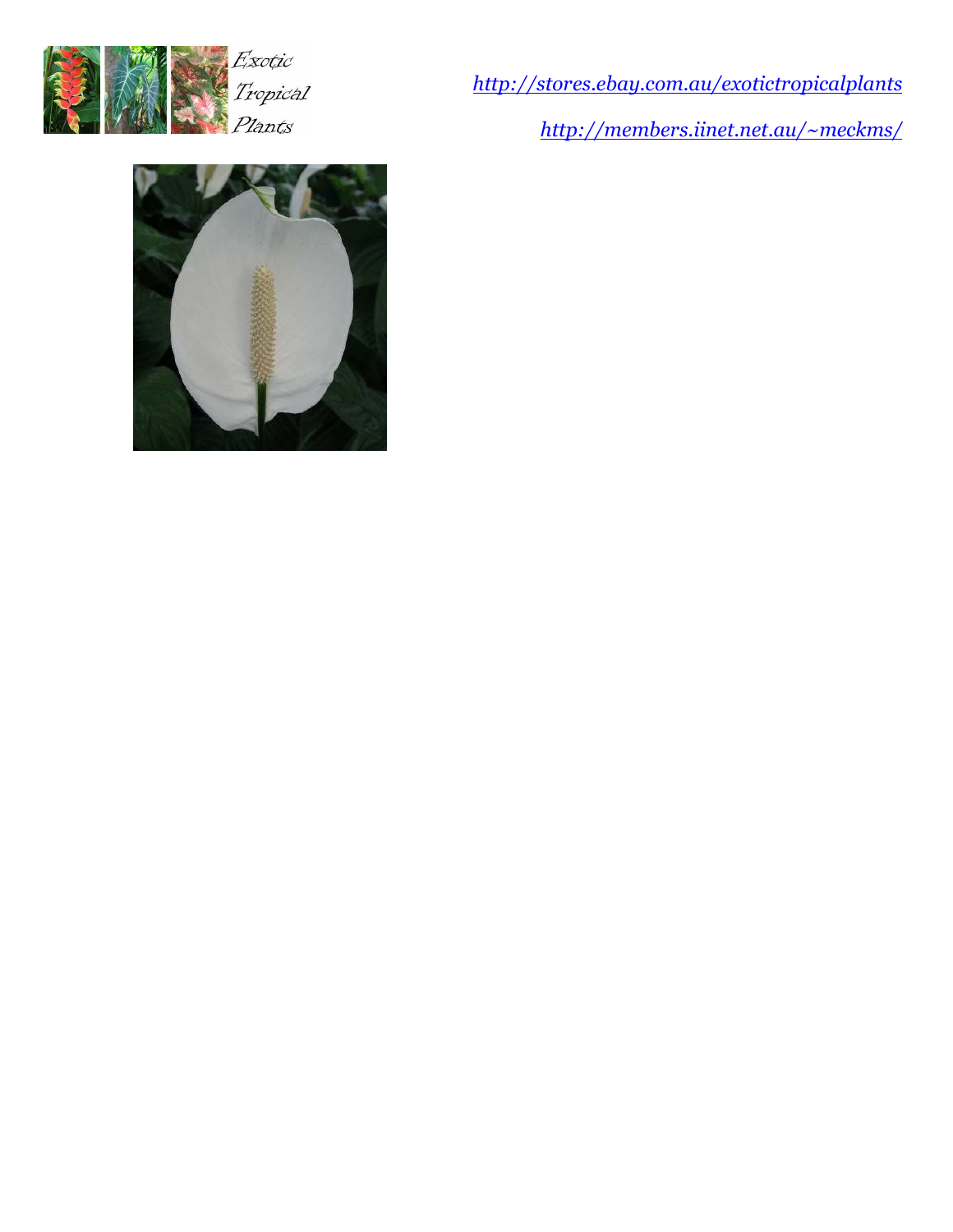Exotic Tropical Plants

*http://stores.ebay.com.au/exotictropicalplants*

*http://members.iinet.net.au/~meckms/*